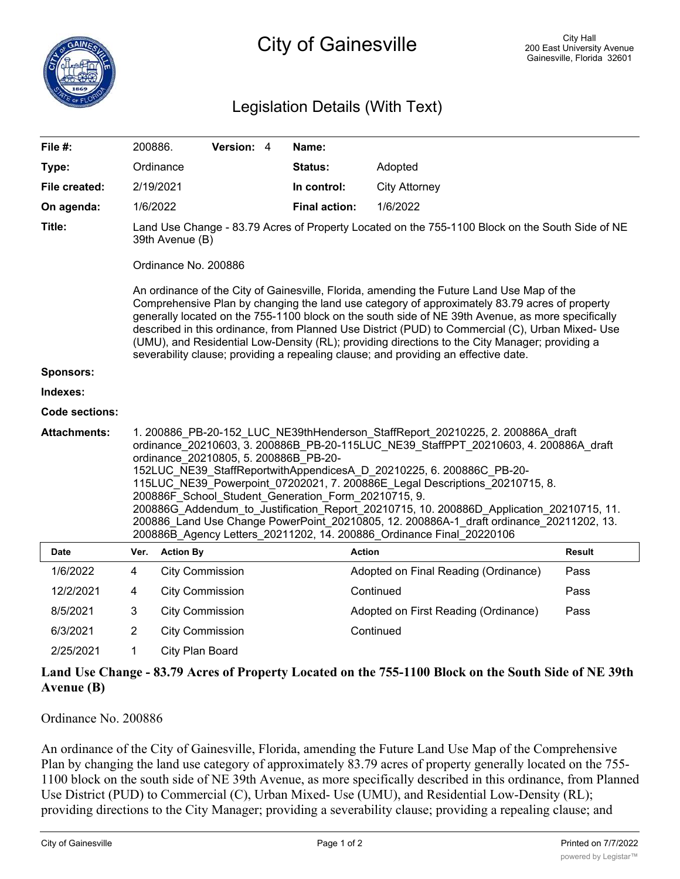# City of Gainesville

City Hall
200 East University Avenue
Gainesville, Florida 32601

## Legislation Details (With Text)

| | | | |
|---|---|---|---|
| **File #:** | 200886. **Version:** 4 | **Name:** | |
| **Type:** | Ordinance | **Status:** | Adopted |
| **File created:** | 2/19/2021 | **In control:** | City Attorney |
| **On agenda:** | 1/6/2022 | **Final action:** | 1/6/2022 |

**Title:** Land Use Change - 83.79 Acres of Property Located on the 755-1100 Block on the South Side of NE 39th Avenue (B)

Ordinance No. 200886

An ordinance of the City of Gainesville, Florida, amending the Future Land Use Map of the Comprehensive Plan by changing the land use category of approximately 83.79 acres of property generally located on the 755-1100 block on the south side of NE 39th Avenue, as more specifically described in this ordinance, from Planned Use District (PUD) to Commercial (C), Urban Mixed- Use (UMU), and Residential Low-Density (RL); providing directions to the City Manager; providing a severability clause; providing a repealing clause; and providing an effective date.

**Sponsors:**

**Indexes:**

**Code sections:**

**Attachments:** 1. 200886_PB-20-152_LUC_NE39thHenderson_StaffReport_20210225, 2. 200886A_draft ordinance_20210603, 3. 200886B_PB-20-115LUC_NE39_StaffPPT_20210603, 4. 200886A_draft ordinance_20210805, 5. 200886B_PB-20-152LUC_NE39_StaffReportwithAppendicesA_D_20210225, 6. 200886C_PB-20-115LUC_NE39_Powerpoint_07202021, 7. 200886E_Legal Descriptions_20210715, 8. 200886F_School_Student_Generation_Form_20210715, 9. 200886G_Addendum_to_Justification_Report_20210715, 10. 200886D_Application_20210715, 11. 200886_Land Use Change PowerPoint_20210805, 12. 200886A-1_draft ordinance_20211202, 13. 200886B_Agency Letters_20211202, 14. 200886_Ordinance Final_20220106

| Date | Ver. | Action By | Action | Result |
|---|---|---|---|---|
| 1/6/2022 | 4 | City Commission | Adopted on Final Reading (Ordinance) | Pass |
| 12/2/2021 | 4 | City Commission | Continued | Pass |
| 8/5/2021 | 3 | City Commission | Adopted on First Reading (Ordinance) | Pass |
| 6/3/2021 | 2 | City Commission | Continued | |
| 2/25/2021 | 1 | City Plan Board | | |

**Land Use Change - 83.79 Acres of Property Located on the 755-1100 Block on the South Side of NE 39th Avenue (B)**

Ordinance No. 200886

An ordinance of the City of Gainesville, Florida, amending the Future Land Use Map of the Comprehensive Plan by changing the land use category of approximately 83.79 acres of property generally located on the 755-1100 block on the south side of NE 39th Avenue, as more specifically described in this ordinance, from Planned Use District (PUD) to Commercial (C), Urban Mixed- Use (UMU), and Residential Low-Density (RL); providing directions to the City Manager; providing a severability clause; providing a repealing clause; and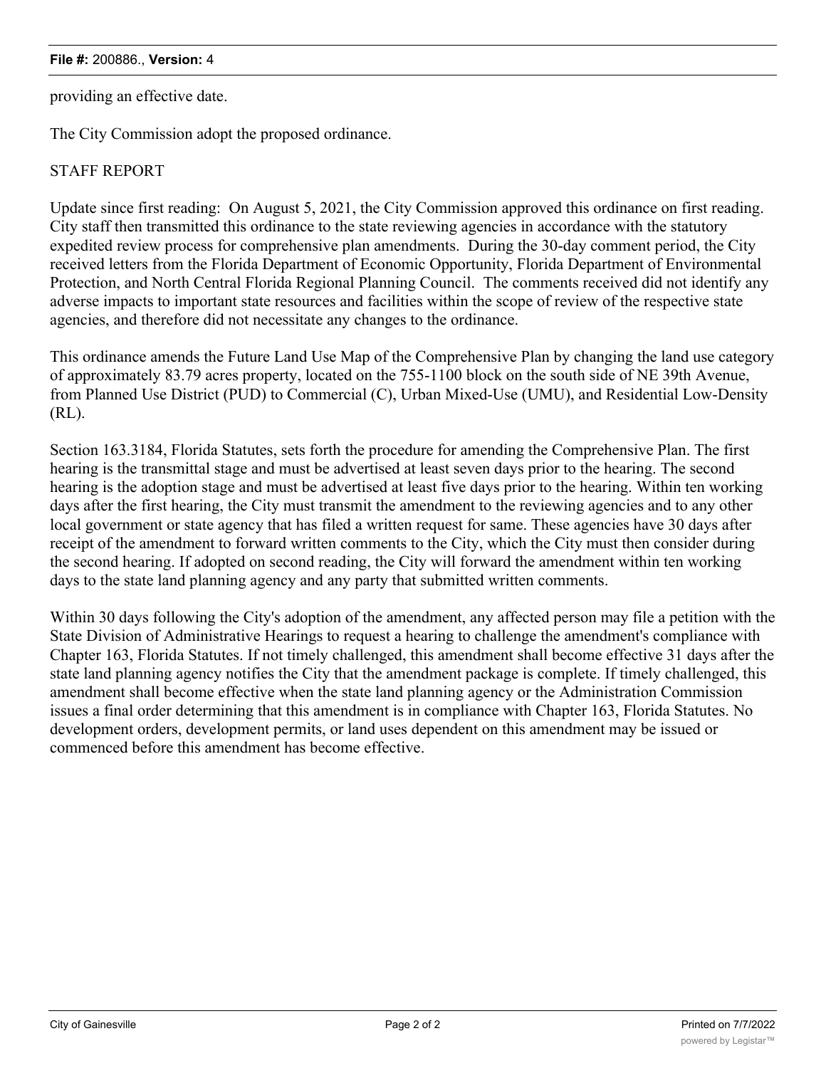providing an effective date.

The City Commission adopt the proposed ordinance.

STAFF REPORT

Update since first reading: On August 5, 2021, the City Commission approved this ordinance on first reading. City staff then transmitted this ordinance to the state reviewing agencies in accordance with the statutory expedited review process for comprehensive plan amendments. During the 30-day comment period, the City received letters from the Florida Department of Economic Opportunity, Florida Department of Environmental Protection, and North Central Florida Regional Planning Council. The comments received did not identify any adverse impacts to important state resources and facilities within the scope of review of the respective state agencies, and therefore did not necessitate any changes to the ordinance.

This ordinance amends the Future Land Use Map of the Comprehensive Plan by changing the land use category of approximately 83.79 acres property, located on the 755-1100 block on the south side of NE 39th Avenue, from Planned Use District (PUD) to Commercial (C), Urban Mixed-Use (UMU), and Residential Low-Density (RL).

Section 163.3184, Florida Statutes, sets forth the procedure for amending the Comprehensive Plan. The first hearing is the transmittal stage and must be advertised at least seven days prior to the hearing. The second hearing is the adoption stage and must be advertised at least five days prior to the hearing. Within ten working days after the first hearing, the City must transmit the amendment to the reviewing agencies and to any other local government or state agency that has filed a written request for same. These agencies have 30 days after receipt of the amendment to forward written comments to the City, which the City must then consider during the second hearing. If adopted on second reading, the City will forward the amendment within ten working days to the state land planning agency and any party that submitted written comments.

Within 30 days following the City's adoption of the amendment, any affected person may file a petition with the State Division of Administrative Hearings to request a hearing to challenge the amendment's compliance with Chapter 163, Florida Statutes. If not timely challenged, this amendment shall become effective 31 days after the state land planning agency notifies the City that the amendment package is complete. If timely challenged, this amendment shall become effective when the state land planning agency or the Administration Commission issues a final order determining that this amendment is in compliance with Chapter 163, Florida Statutes. No development orders, development permits, or land uses dependent on this amendment may be issued or commenced before this amendment has become effective.